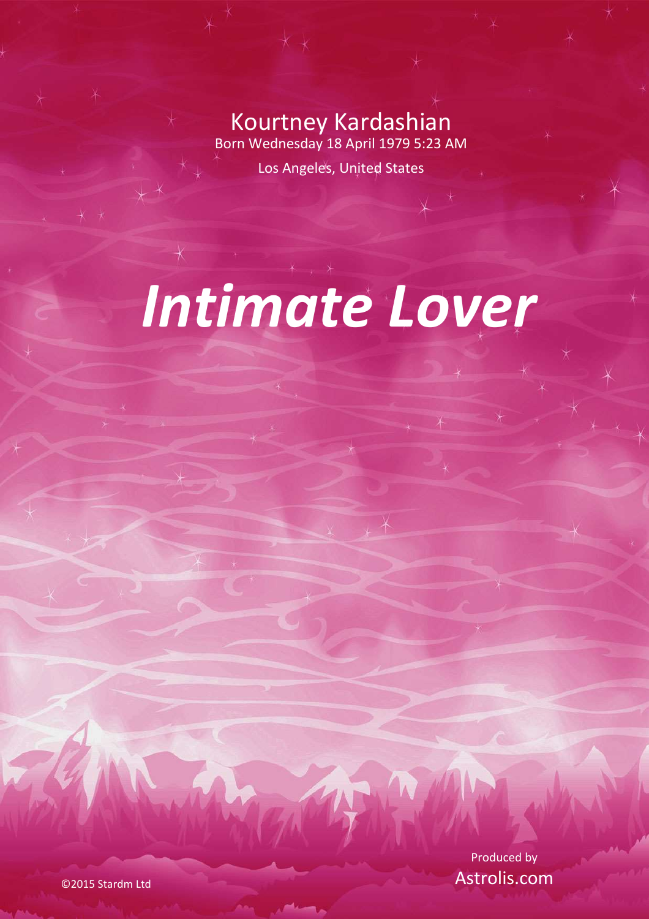Kourtney Kardashian

Born Wednesday 18 April 1979 5:23 AM

Los Angeles, United States

# *Intimate Lover*

Produced by

Astrolis.com

©2015 Stardm Ltd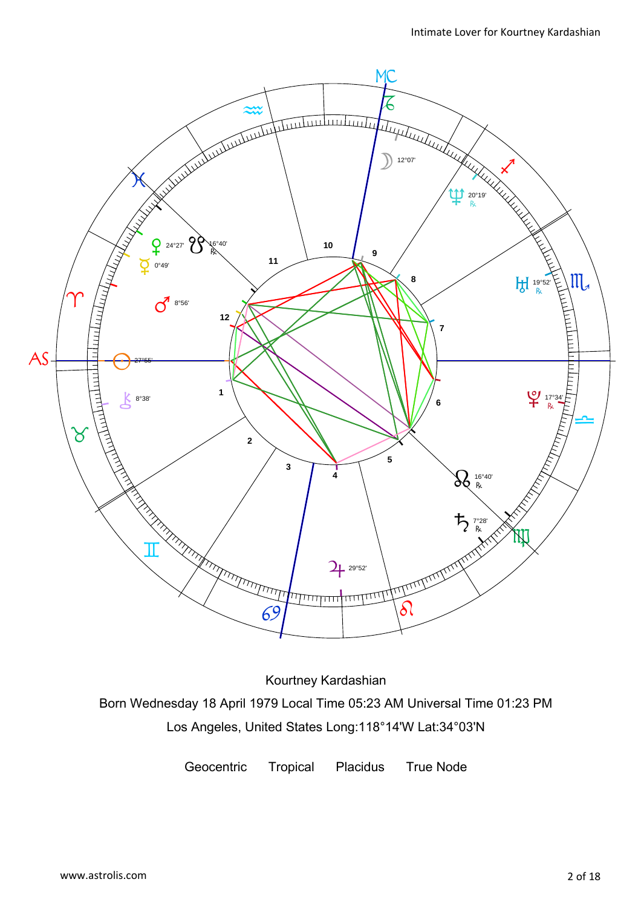Kourtney Kardashian

Born Wednesday 18 April 1979 Local Time 05:23 AM Universal Time 01:23 PM

Los Angeles, United States Long:118°14'W Lat:34°03'N

Geocentric Tropical Placidus True Node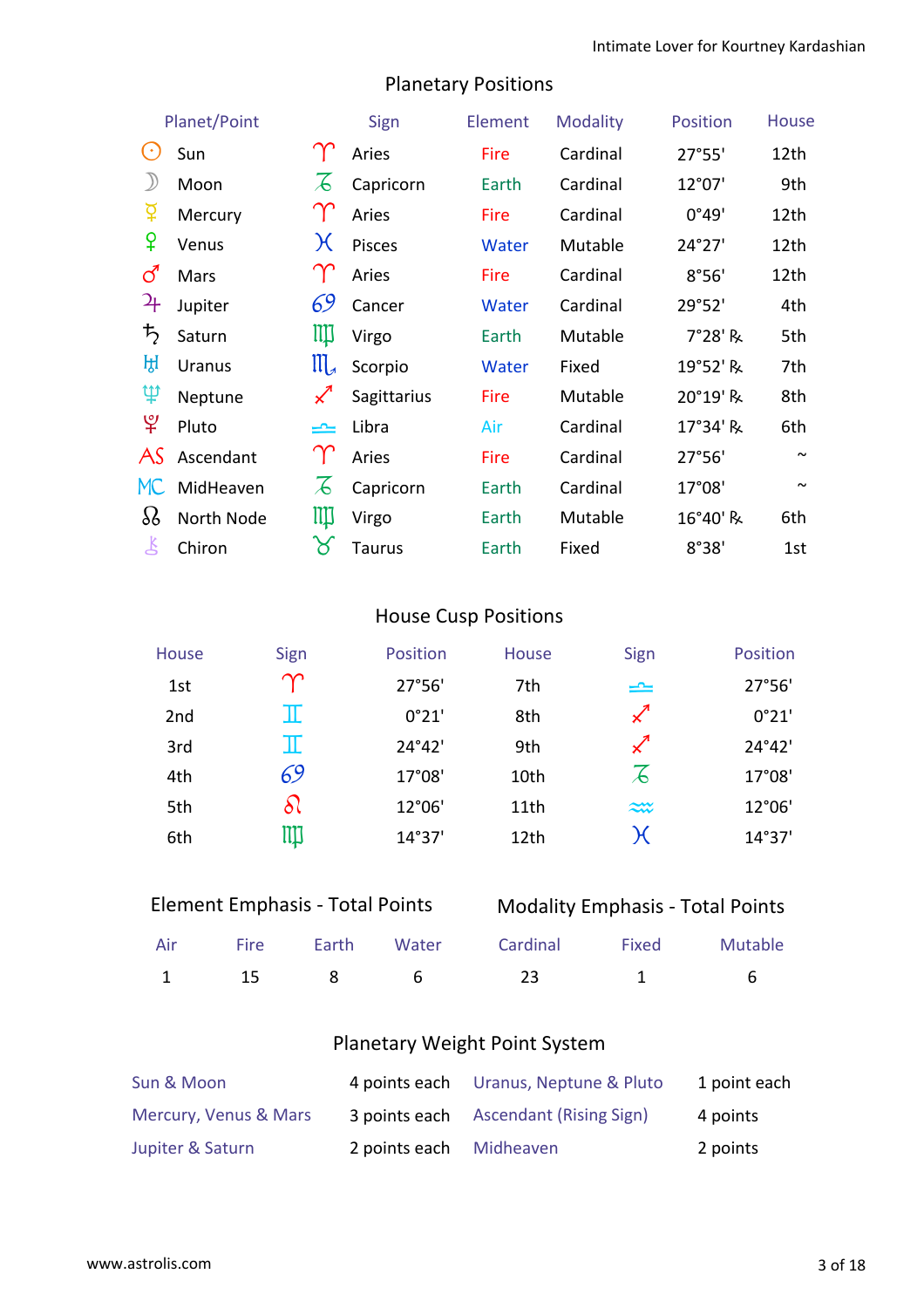## Planetary Positions

| Planet/Point | Sign | Element | Modality | Position | House |
|---|---|---|---|---|---|
| ☉ Sun | ♈ Aries | Fire | Cardinal | 27°55' | 12th |
| ☽ Moon | ♑ Capricorn | Earth | Cardinal | 12°07' | 9th |
| ☿ Mercury | ♈ Aries | Fire | Cardinal | 0°49' | 12th |
| ♀ Venus | ♓ Pisces | Water | Mutable | 24°27' | 12th |
| ♂ Mars | ♈ Aries | Fire | Cardinal | 8°56' | 12th |
| ♃ Jupiter | ♋ Cancer | Water | Cardinal | 29°52' | 4th |
| ♄ Saturn | ♍ Virgo | Earth | Mutable | 7°28' ℞ | 5th |
| ♅ Uranus | ♏ Scorpio | Water | Fixed | 19°52' ℞ | 7th |
| ♆ Neptune | ♐ Sagittarius | Fire | Mutable | 20°19' ℞ | 8th |
| ♇ Pluto | ♎ Libra | Air | Cardinal | 17°34' ℞ | 6th |
| AS Ascendant | ♈ Aries | Fire | Cardinal | 27°56' | ~ |
| MC MidHeaven | ♑ Capricorn | Earth | Cardinal | 17°08' | ~ |
| ☊ North Node | ♍ Virgo | Earth | Mutable | 16°40' ℞ | 6th |
| ⚷ Chiron | ♉ Taurus | Earth | Fixed | 8°38' | 1st |

## House Cusp Positions

| House | Sign | Position | House | Sign | Position |
|---|---|---|---|---|---|
| 1st | ♈ | 27°56' | 7th | ♎ | 27°56' |
| 2nd | ♊ | 0°21' | 8th | ♐ | 0°21' |
| 3rd | ♊ | 24°42' | 9th | ♐ | 24°42' |
| 4th | ♋ | 17°08' | 10th | ♑ | 17°08' |
| 5th | ♌ | 12°06' | 11th | ♒ | 12°06' |
| 6th | ♍ | 14°37' | 12th | ♓ | 14°37' |

## Element Emphasis - Total Points

| Air | Fire | Earth | Water |
|---|---|---|---|
| 1 | 15 | 8 | 6 |

## Modality Emphasis - Total Points

| Cardinal | Fixed | Mutable |
|---|---|---|
| 23 | 1 | 6 |

## Planetary Weight Point System

| | | | |
|---|---|---|---|
| Sun & Moon | 4 points each | Uranus, Neptune & Pluto | 1 point each |
| Mercury, Venus & Mars | 3 points each | Ascendant (Rising Sign) | 4 points |
| Jupiter & Saturn | 2 points each | Midheaven | 2 points |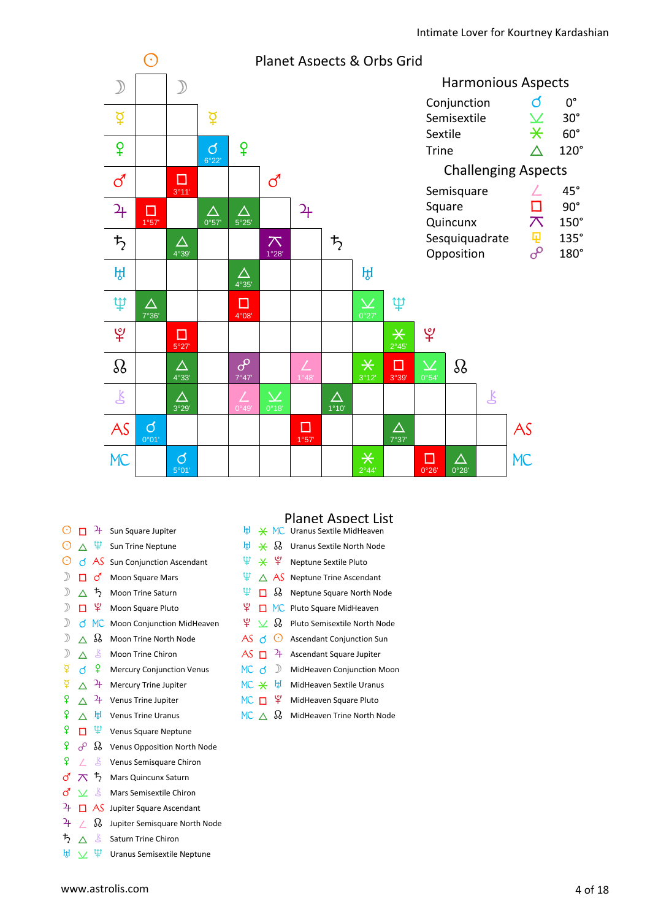## Planet Aspects & Orbs Grid

| | ☉ | ☽ | ☿ | ♀ | ♂ | ♃ | ♄ | ♅ | ♆ | ♇ | ☊ | ⚷ |
|---|---|---|---|---|---|---|---|---|---|---|---|---|
| ☽ | | | | | | | | | | | | |
| ☿ | | | | | | | | | | | | |
| ♀ | | | ☌ 6°22' | | | | | | | | | |
| ♂ | | □ 3°11' | | | | | | | | | | |
| ♃ | □ 1°57' | | △ 0°57' | △ 5°25' | | | | | | | | |
| ♄ | | △ 4°39' | | | ⚻ 1°28' | | | | | | | |
| ♅ | | | | △ 4°35' | | | | | | | | |
| ♆ | △ 7°36' | | | □ 4°08' | | | | ⚺ 0°27' | | | | |
| ♇ | | □ 5°27' | | | | | | | ⚹ 2°45' | | | |
| ☊ | | △ 4°33' | | ☍ 7°47' | | ∠ 1°48' | | ⚹ 3°12' | □ 3°39' | ⚺ 0°54' | | |
| ⚷ | | △ 3°29' | | ∠ 0°49' | ⚺ 0°18' | | △ 1°10' | | | | | |
| AS | ☌ 0°01' | | | | | □ 1°57' | | | △ 7°37' | | | |
| MC | | ☌ 5°01' | | | | | | ⚹ 2°44' | | □ 0°26' | △ 0°28' | |

### Harmonious Aspects

| Aspect | Symbol | Degrees |
|---|---|---|
| Conjunction | ☌ | 0° |
| Semisextile | ⚺ | 30° |
| Sextile | ⚹ | 60° |
| Trine | △ | 120° |

### Challenging Aspects

| Aspect | Symbol | Degrees |
|---|---|---|
| Semisquare | ∠ | 45° |
| Square | □ | 90° |
| Quincunx | ⚻ | 150° |
| Sesquiquadrate | ⚼ | 135° |
| Opposition | ☍ | 180° |

## Planet Aspect List

- ☉ □ ♃ Sun Square Jupiter
- ☉ △ ♆ Sun Trine Neptune
- ☉ ☌ AS Sun Conjunction Ascendant
- ☽ □ ♂ Moon Square Mars
- ☽ △ ♄ Moon Trine Saturn
- ☽ □ ♇ Moon Square Pluto
- ☽ ☌ MC Moon Conjunction MidHeaven
- ☽ △ ☊ Moon Trine North Node
- ☽ △ ⚷ Moon Trine Chiron
- ☿ ☌ ♀ Mercury Conjunction Venus
- ☿ △ ♃ Mercury Trine Jupiter
- ♀ △ ♃ Venus Trine Jupiter
- ♀ △ ♅ Venus Trine Uranus
- ♀ □ ♆ Venus Square Neptune
- ♀ ☍ ☊ Venus Opposition North Node
- ♀ ∠ ⚷ Venus Semisquare Chiron
- ♂ ⚻ ♄ Mars Quincunx Saturn
- ♂ ⚺ ⚷ Mars Semisextile Chiron
- ♃ □ AS Jupiter Square Ascendant
- ♃ ∠ ☊ Jupiter Semisquare North Node
- ♄ △ ⚷ Saturn Trine Chiron
- ♅ ⚺ ♆ Uranus Semisextile Neptune
- ♅ ⚹ MC Uranus Sextile MidHeaven
- ♅ ⚹ ☊ Uranus Sextile North Node
- ♆ ⚹ ♇ Neptune Sextile Pluto
- ♆ △ AS Neptune Trine Ascendant
- ♆ □ ☊ Neptune Square North Node
- ♇ □ MC Pluto Square MidHeaven
- ♇ ⚺ ☊ Pluto Semisextile North Node
- AS ☌ ☉ Ascendant Conjunction Sun
- AS □ ♃ Ascendant Square Jupiter
- MC ☌ ☽ MidHeaven Conjunction Moon
- MC ⚹ ♅ MidHeaven Sextile Uranus
- MC □ ♇ MidHeaven Square Pluto
- MC △ ☊ MidHeaven Trine North Node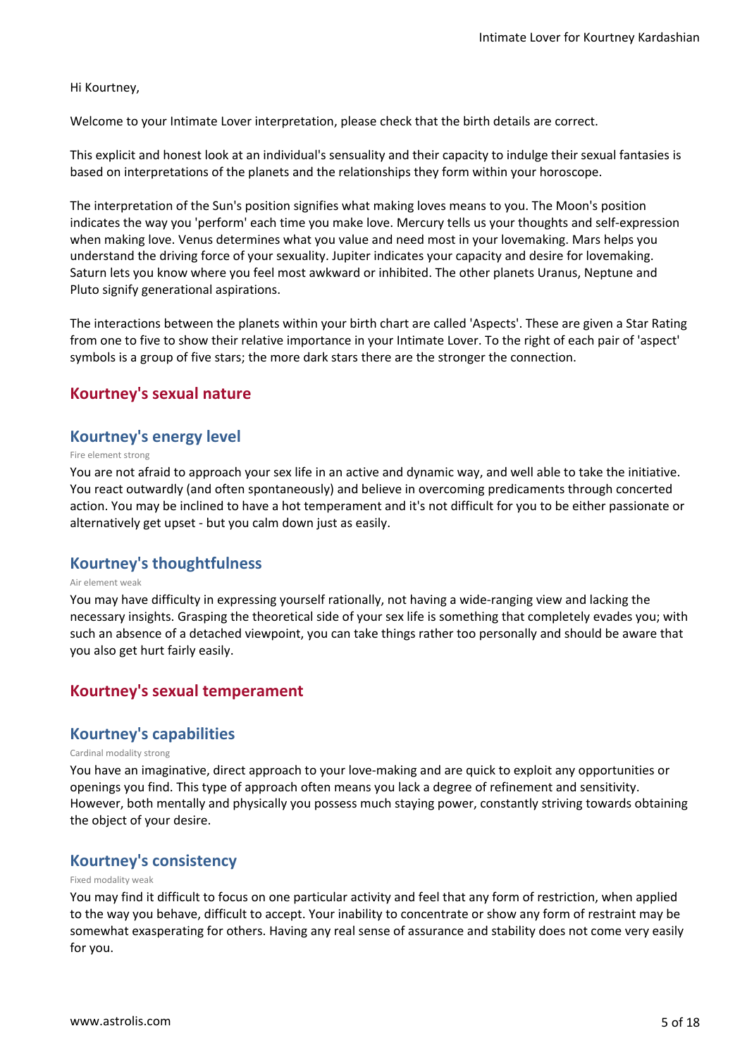Hi Kourtney,

Welcome to your Intimate Lover interpretation, please check that the birth details are correct.

This explicit and honest look at an individual's sensuality and their capacity to indulge their sexual fantasies is based on interpretations of the planets and the relationships they form within your horoscope.

The interpretation of the Sun's position signifies what making loves means to you. The Moon's position indicates the way you 'perform' each time you make love. Mercury tells us your thoughts and self-expression when making love. Venus determines what you value and need most in your lovemaking. Mars helps you understand the driving force of your sexuality. Jupiter indicates your capacity and desire for lovemaking. Saturn lets you know where you feel most awkward or inhibited. The other planets Uranus, Neptune and Pluto signify generational aspirations.

The interactions between the planets within your birth chart are called 'Aspects'. These are given a Star Rating from one to five to show their relative importance in your Intimate Lover. To the right of each pair of 'aspect' symbols is a group of five stars; the more dark stars there are the stronger the connection.

## Kourtney's sexual nature

### Kourtney's energy level

Fire element strong

You are not afraid to approach your sex life in an active and dynamic way, and well able to take the initiative. You react outwardly (and often spontaneously) and believe in overcoming predicaments through concerted action. You may be inclined to have a hot temperament and it's not difficult for you to be either passionate or alternatively get upset - but you calm down just as easily.

### Kourtney's thoughtfulness

Air element weak

You may have difficulty in expressing yourself rationally, not having a wide-ranging view and lacking the necessary insights. Grasping the theoretical side of your sex life is something that completely evades you; with such an absence of a detached viewpoint, you can take things rather too personally and should be aware that you also get hurt fairly easily.

## Kourtney's sexual temperament

### Kourtney's capabilities

Cardinal modality strong

You have an imaginative, direct approach to your love-making and are quick to exploit any opportunities or openings you find. This type of approach often means you lack a degree of refinement and sensitivity. However, both mentally and physically you possess much staying power, constantly striving towards obtaining the object of your desire.

### Kourtney's consistency

Fixed modality weak

You may find it difficult to focus on one particular activity and feel that any form of restriction, when applied to the way you behave, difficult to accept. Your inability to concentrate or show any form of restraint may be somewhat exasperating for others. Having any real sense of assurance and stability does not come very easily for you.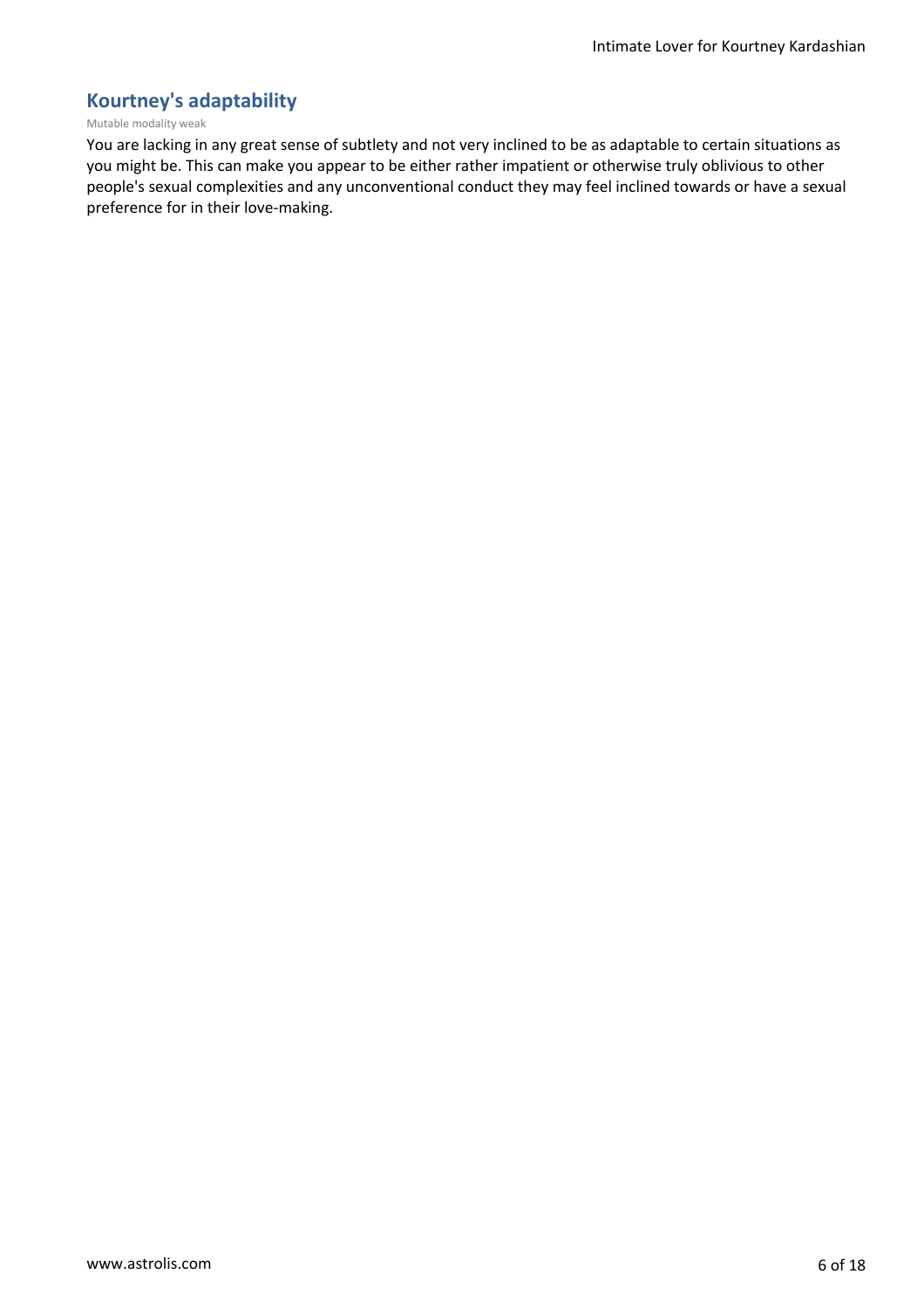## Kourtney's adaptability

Mutable modality weak

You are lacking in any great sense of subtlety and not very inclined to be as adaptable to certain situations as you might be. This can make you appear to be either rather impatient or otherwise truly oblivious to other people's sexual complexities and any unconventional conduct they may feel inclined towards or have a sexual preference for in their love-making.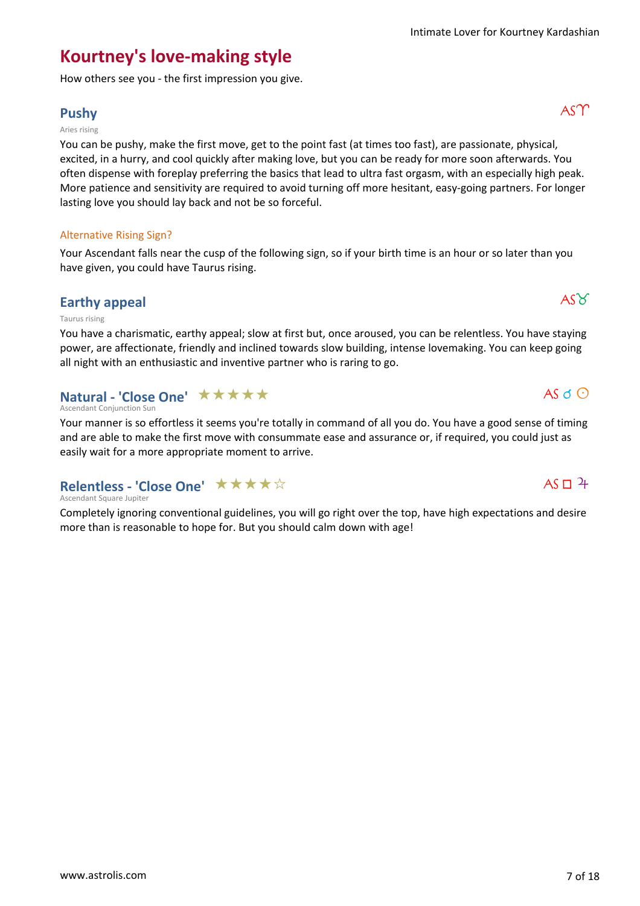# Kourtney's love-making style

How others see you - the first impression you give.

## Pushy

AS♈

Aries rising

You can be pushy, make the first move, get to the point fast (at times too fast), are passionate, physical, excited, in a hurry, and cool quickly after making love, but you can be ready for more soon afterwards. You often dispense with foreplay preferring the basics that lead to ultra fast orgasm, with an especially high peak. More patience and sensitivity are required to avoid turning off more hesitant, easy-going partners. For longer lasting love you should lay back and not be so forceful.

### Alternative Rising Sign?

Your Ascendant falls near the cusp of the following sign, so if your birth time is an hour or so later than you have given, you could have Taurus rising.

## Earthy appeal

AS♉

Taurus rising

You have a charismatic, earthy appeal; slow at first but, once aroused, you can be relentless. You have staying power, are affectionate, friendly and inclined towards slow building, intense lovemaking. You can keep going all night with an enthusiastic and inventive partner who is raring to go.

## Natural - 'Close One' ★★★★★

AS ☌ ☉

Ascendant Conjunction Sun

Your manner is so effortless it seems you're totally in command of all you do. You have a good sense of timing and are able to make the first move with consummate ease and assurance or, if required, you could just as easily wait for a more appropriate moment to arrive.

## Relentless - 'Close One' ★★★★☆

AS □ ♃

Ascendant Square Jupiter

Completely ignoring conventional guidelines, you will go right over the top, have high expectations and desire more than is reasonable to hope for. But you should calm down with age!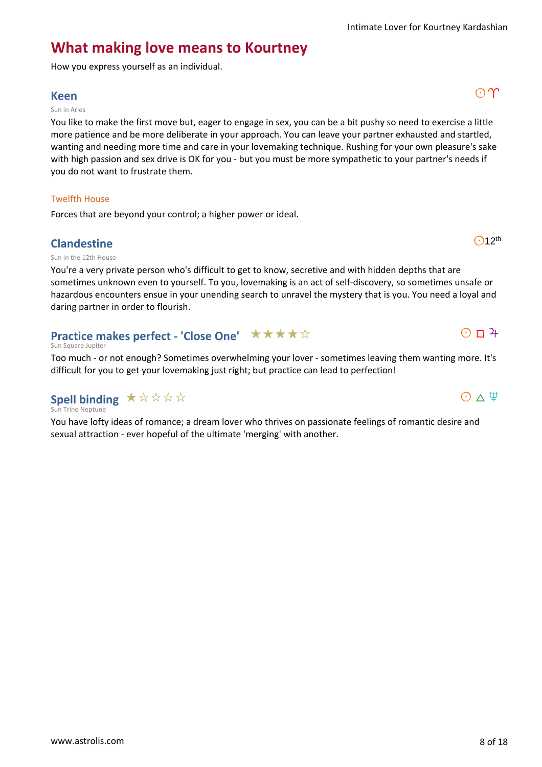## What making love means to Kourtney

How you express yourself as an individual.

### Keen

☉♈

Sun in Aries

You like to make the first move but, eager to engage in sex, you can be a bit pushy so need to exercise a little more patience and be more deliberate in your approach. You can leave your partner exhausted and startled, wanting and needing more time and care in your lovemaking technique. Rushing for your own pleasure's sake with high passion and sex drive is OK for you - but you must be more sympathetic to your partner's needs if you do not want to frustrate them.

#### Twelfth House

Forces that are beyond your control; a higher power or ideal.

### Clandestine

☉12th

Sun in the 12th House

You're a very private person who's difficult to get to know, secretive and with hidden depths that are sometimes unknown even to yourself. To you, lovemaking is an act of self-discovery, so sometimes unsafe or hazardous encounters ensue in your unending search to unravel the mystery that is you. You need a loyal and daring partner in order to flourish.

### Practice makes perfect - 'Close One' ★★★★☆

☉ □ ♃

Sun Square Jupiter

Too much - or not enough? Sometimes overwhelming your lover - sometimes leaving them wanting more. It's difficult for you to get your lovemaking just right; but practice can lead to perfection!

### Spell binding ★☆☆☆☆

☉ △ ♆

Sun Trine Neptune

You have lofty ideas of romance; a dream lover who thrives on passionate feelings of romantic desire and sexual attraction - ever hopeful of the ultimate 'merging' with another.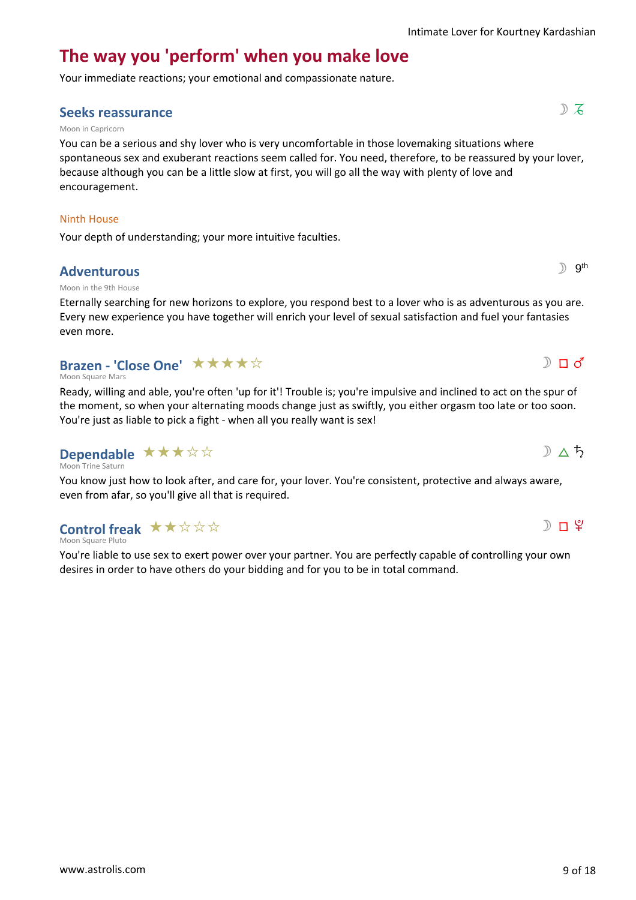## The way you 'perform' when you make love

Your immediate reactions; your emotional and compassionate nature.

### Seeks reassurance

☽ ♑

Moon in Capricorn

You can be a serious and shy lover who is very uncomfortable in those lovemaking situations where spontaneous sex and exuberant reactions seem called for. You need, therefore, to be reassured by your lover, because although you can be a little slow at first, you will go all the way with plenty of love and encouragement.

#### Ninth House

Your depth of understanding; your more intuitive faculties.

### Adventurous

☽ 9th

Moon in the 9th House

Eternally searching for new horizons to explore, you respond best to a lover who is as adventurous as you are. Every new experience you have together will enrich your level of sexual satisfaction and fuel your fantasies even more.

### Brazen - 'Close One' ★★★★☆

☽ □ ♂

Moon Square Mars

Ready, willing and able, you're often 'up for it'! Trouble is; you're impulsive and inclined to act on the spur of the moment, so when your alternating moods change just as swiftly, you either orgasm too late or too soon. You're just as liable to pick a fight - when all you really want is sex!

### Dependable ★★★☆☆

☽ △ ♄

Moon Trine Saturn

You know just how to look after, and care for, your lover. You're consistent, protective and always aware, even from afar, so you'll give all that is required.

### Control freak ★★☆☆☆

☽ □ ♇

Moon Square Pluto

You're liable to use sex to exert power over your partner. You are perfectly capable of controlling your own desires in order to have others do your bidding and for you to be in total command.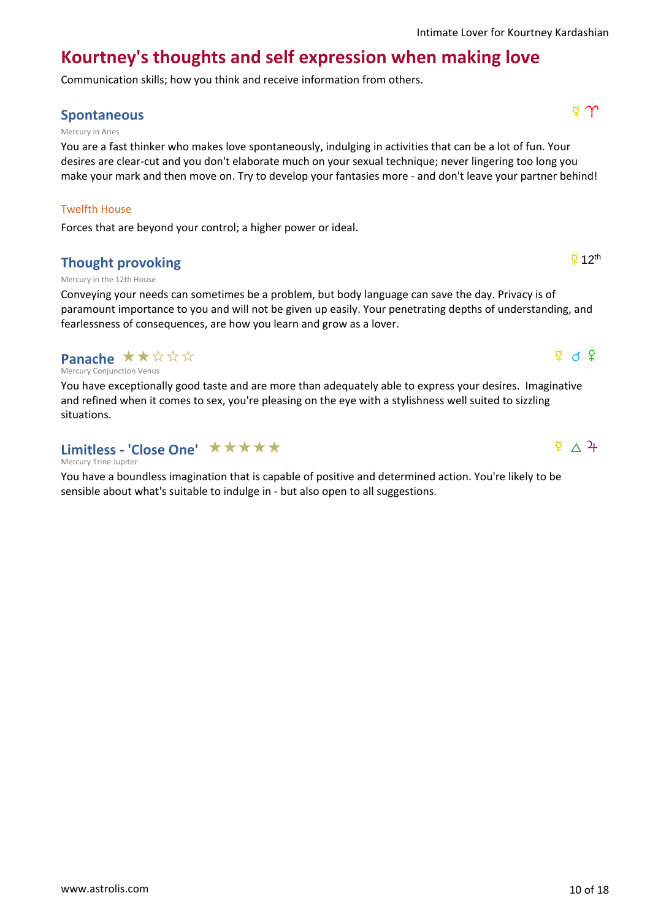## Kourtney's thoughts and self expression when making love

Communication skills; how you think and receive information from others.

### Spontaneous

☿ ♈

Mercury in Aries

You are a fast thinker who makes love spontaneously, indulging in activities that can be a lot of fun. Your desires are clear-cut and you don't elaborate much on your sexual technique; never lingering too long you make your mark and then move on. Try to develop your fantasies more - and don't leave your partner behind!

#### Twelfth House

Forces that are beyond your control; a higher power or ideal.

### Thought provoking

☿ 12th

Mercury in the 12th House

Conveying your needs can sometimes be a problem, but body language can save the day. Privacy is of paramount importance to you and will not be given up easily. Your penetrating depths of understanding, and fearlessness of consequences, are how you learn and grow as a lover.

### Panache ★★☆☆☆

☿ ☌ ♀

Mercury Conjunction Venus

You have exceptionally good taste and are more than adequately able to express your desires. Imaginative and refined when it comes to sex, you're pleasing on the eye with a stylishness well suited to sizzling situations.

### Limitless - 'Close One' ★★★★★

☿ △ ♃

Mercury Trine Jupiter

You have a boundless imagination that is capable of positive and determined action. You're likely to be sensible about what's suitable to indulge in - but also open to all suggestions.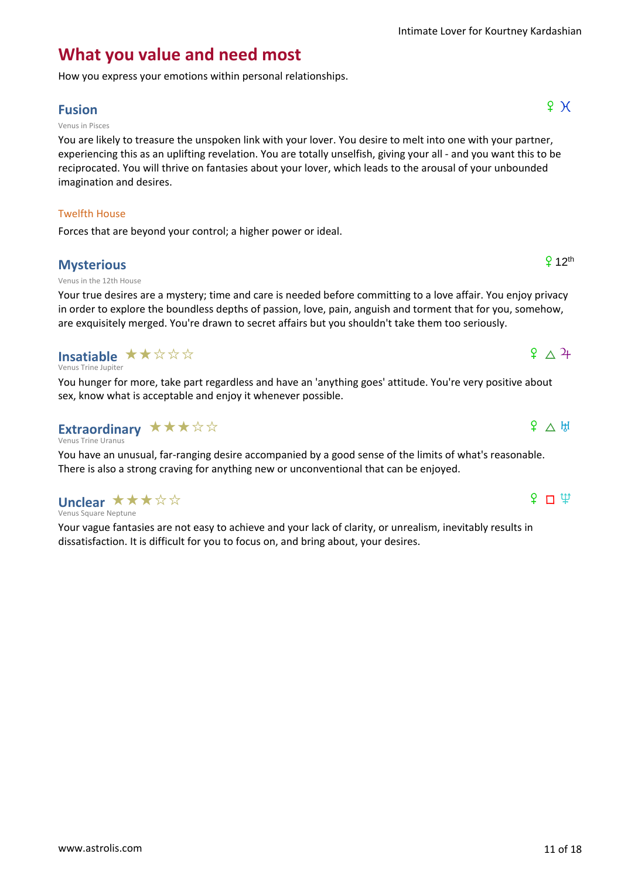## What you value and need most

How you express your emotions within personal relationships.

### Fusion

♀ ♓

Venus in Pisces

You are likely to treasure the unspoken link with your lover. You desire to melt into one with your partner, experiencing this as an uplifting revelation. You are totally unselfish, giving your all - and you want this to be reciprocated. You will thrive on fantasies about your lover, which leads to the arousal of your unbounded imagination and desires.

#### Twelfth House

Forces that are beyond your control; a higher power or ideal.

### Mysterious

♀ 12th

Venus in the 12th House

Your true desires are a mystery; time and care is needed before committing to a love affair. You enjoy privacy in order to explore the boundless depths of passion, love, pain, anguish and torment that for you, somehow, are exquisitely merged. You're drawn to secret affairs but you shouldn't take them too seriously.

### Insatiable ★★☆☆☆

♀ △ ♃

Venus Trine Jupiter

You hunger for more, take part regardless and have an 'anything goes' attitude. You're very positive about sex, know what is acceptable and enjoy it whenever possible.

### Extraordinary ★★★☆☆

♀ △ ♅

Venus Trine Uranus

You have an unusual, far-ranging desire accompanied by a good sense of the limits of what's reasonable. There is also a strong craving for anything new or unconventional that can be enjoyed.

### Unclear ★★★☆☆

♀ □ ♆

Venus Square Neptune

Your vague fantasies are not easy to achieve and your lack of clarity, or unrealism, inevitably results in dissatisfaction. It is difficult for you to focus on, and bring about, your desires.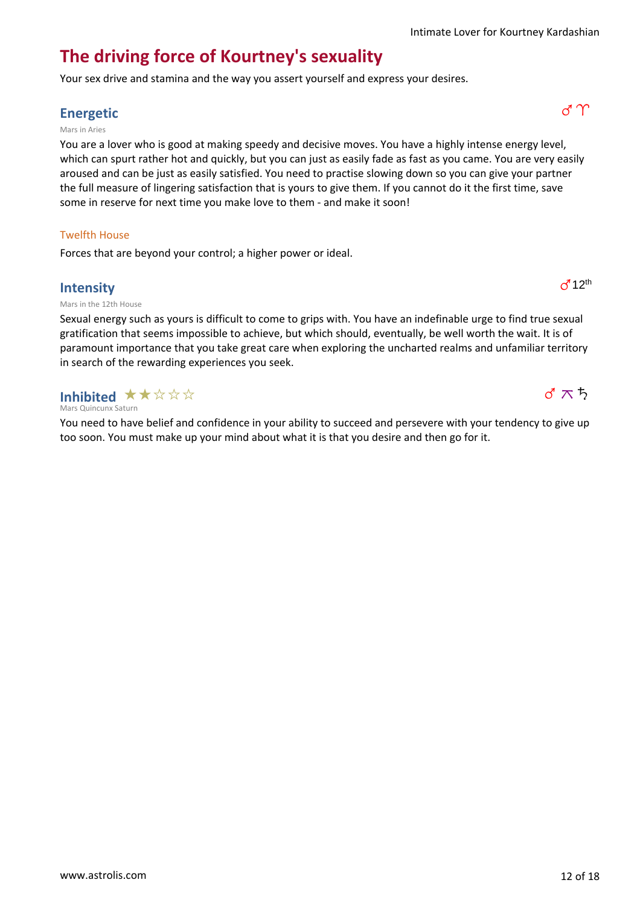# The driving force of Kourtney's sexuality

Your sex drive and stamina and the way you assert yourself and express your desires.

## Energetic

♂ ♈

Mars in Aries

You are a lover who is good at making speedy and decisive moves. You have a highly intense energy level, which can spurt rather hot and quickly, but you can just as easily fade as fast as you came. You are very easily aroused and can be just as easily satisfied. You need to practise slowing down so you can give your partner the full measure of lingering satisfaction that is yours to give them. If you cannot do it the first time, save some in reserve for next time you make love to them - and make it soon!

### Twelfth House

Forces that are beyond your control; a higher power or ideal.

## Intensity

♂ 12th

Mars in the 12th House

Sexual energy such as yours is difficult to come to grips with. You have an indefinable urge to find true sexual gratification that seems impossible to achieve, but which should, eventually, be well worth the wait. It is of paramount importance that you take great care when exploring the uncharted realms and unfamiliar territory in search of the rewarding experiences you seek.

## Inhibited ★★☆☆☆

♂ ⚻ ♄

Mars Quincunx Saturn

You need to have belief and confidence in your ability to succeed and persevere with your tendency to give up too soon. You must make up your mind about what it is that you desire and then go for it.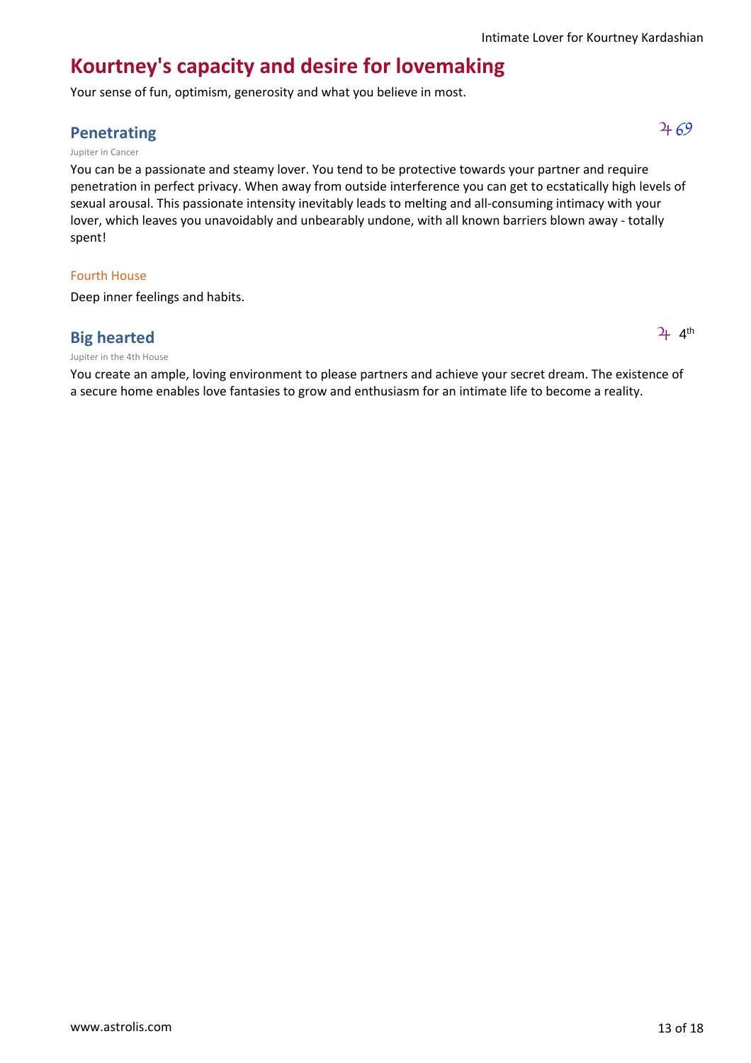## Kourtney's capacity and desire for lovemaking

Your sense of fun, optimism, generosity and what you believe in most.

### Penetrating

♃ ♋

Jupiter in Cancer

You can be a passionate and steamy lover. You tend to be protective towards your partner and require penetration in perfect privacy. When away from outside interference you can get to ecstatically high levels of sexual arousal. This passionate intensity inevitably leads to melting and all-consuming intimacy with your lover, which leaves you unavoidably and unbearably undone, with all known barriers blown away - totally spent!

#### Fourth House

Deep inner feelings and habits.

### Big hearted

♃ 4th

Jupiter in the 4th House

You create an ample, loving environment to please partners and achieve your secret dream. The existence of a secure home enables love fantasies to grow and enthusiasm for an intimate life to become a reality.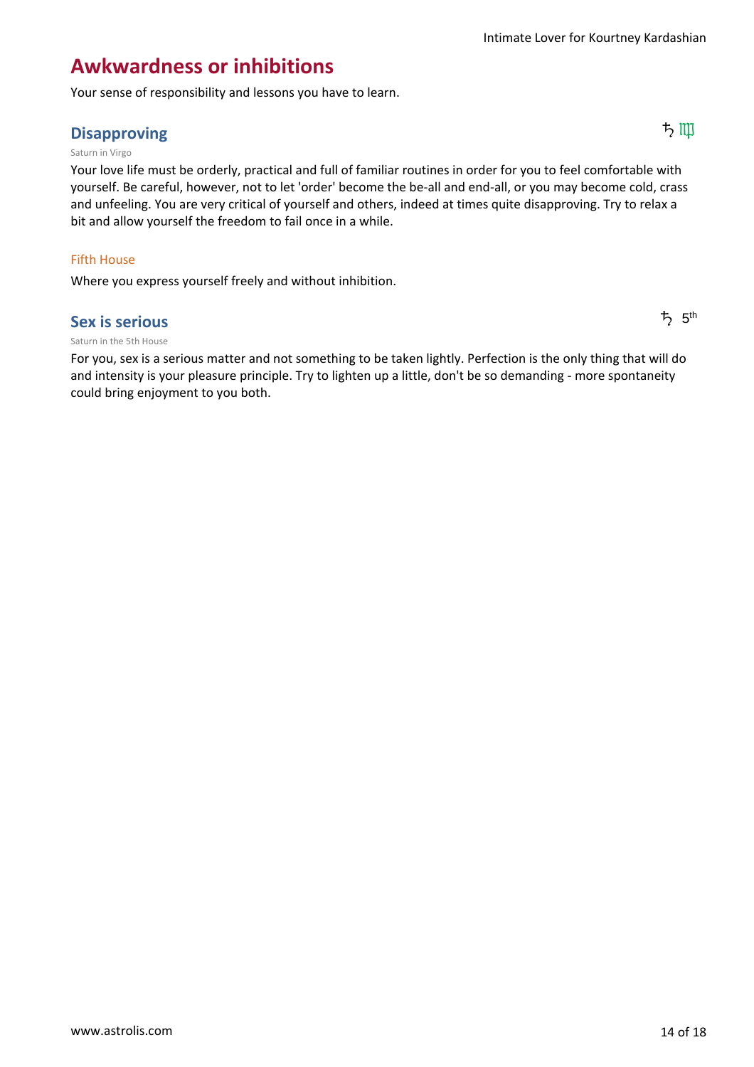# Awkwardness or inhibitions

Your sense of responsibility and lessons you have to learn.

## Disapproving

♄ ♍

Saturn in Virgo

Your love life must be orderly, practical and full of familiar routines in order for you to feel comfortable with yourself. Be careful, however, not to let 'order' become the be-all and end-all, or you may become cold, crass and unfeeling. You are very critical of yourself and others, indeed at times quite disapproving. Try to relax a bit and allow yourself the freedom to fail once in a while.

### Fifth House

Where you express yourself freely and without inhibition.

## Sex is serious

♄ 5th

Saturn in the 5th House

For you, sex is a serious matter and not something to be taken lightly. Perfection is the only thing that will do and intensity is your pleasure principle. Try to lighten up a little, don't be so demanding - more spontaneity could bring enjoyment to you both.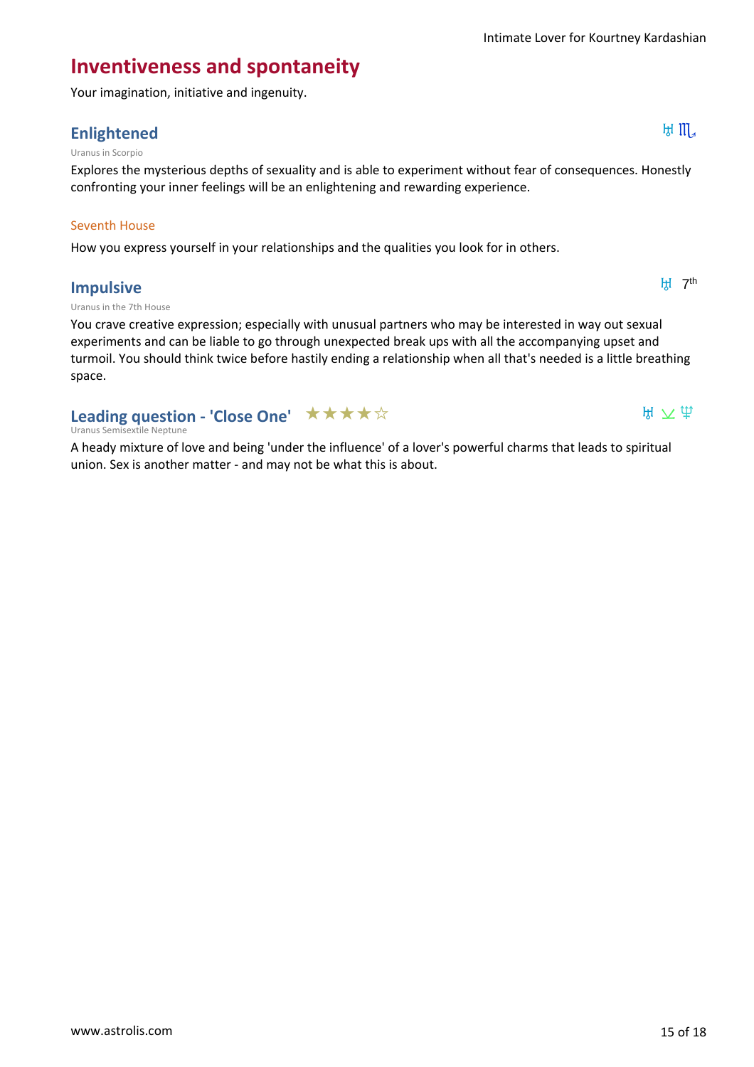# Inventiveness and spontaneity

Your imagination, initiative and ingenuity.

## Enlightened

♅ ♏

Uranus in Scorpio

Explores the mysterious depths of sexuality and is able to experiment without fear of consequences. Honestly confronting your inner feelings will be an enlightening and rewarding experience.

### Seventh House

How you express yourself in your relationships and the qualities you look for in others.

## Impulsive

♅ 7th

Uranus in the 7th House

You crave creative expression; especially with unusual partners who may be interested in way out sexual experiments and can be liable to go through unexpected break ups with all the accompanying upset and turmoil. You should think twice before hastily ending a relationship when all that's needed is a little breathing space.

## Leading question - 'Close One' ★★★★☆

♅ ⚺ ♆

Uranus Semisextile Neptune

A heady mixture of love and being 'under the influence' of a lover's powerful charms that leads to spiritual union. Sex is another matter - and may not be what this is about.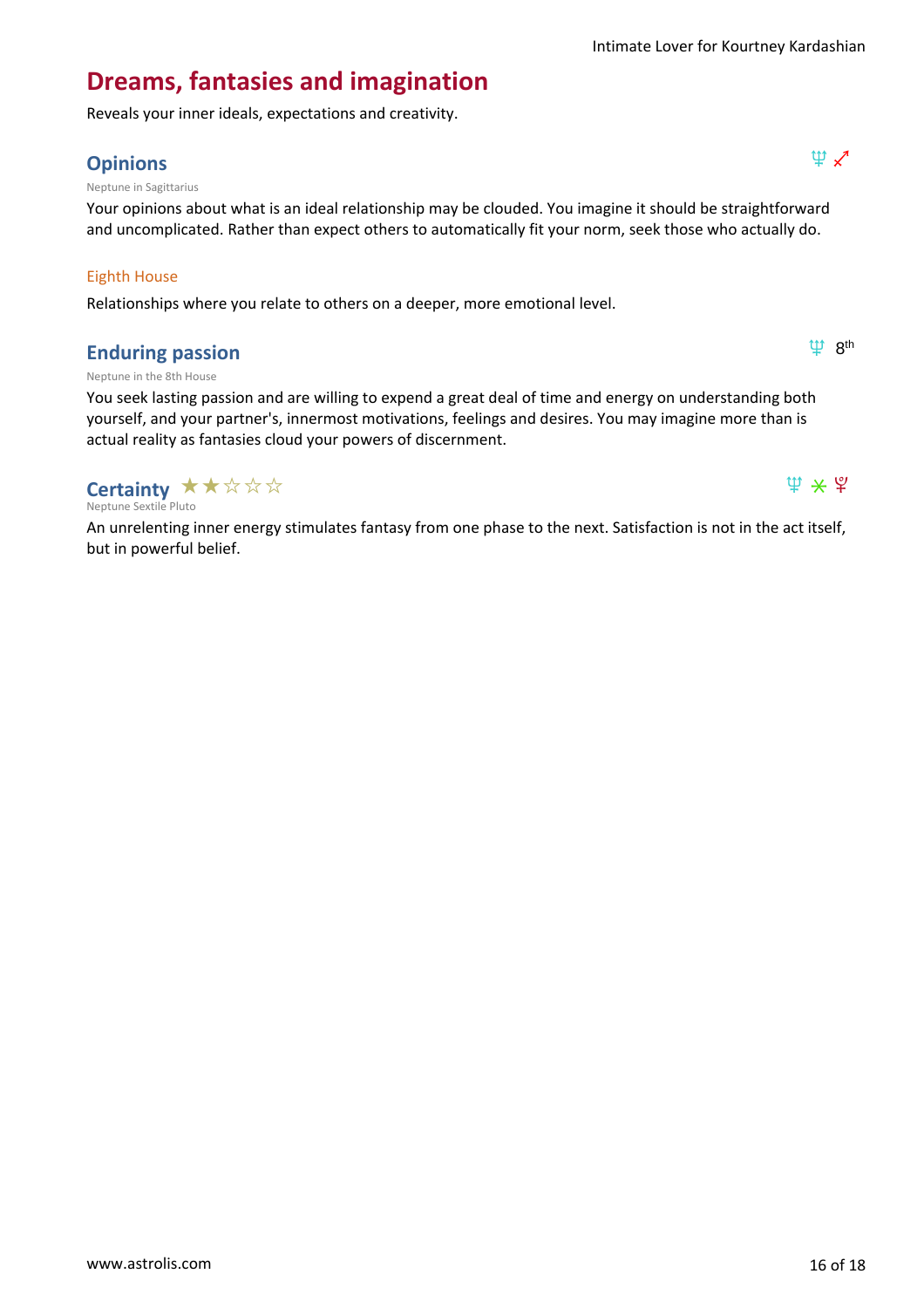# Dreams, fantasies and imagination

Reveals your inner ideals, expectations and creativity.

## Opinions

♆ ♐

Neptune in Sagittarius

Your opinions about what is an ideal relationship may be clouded. You imagine it should be straightforward and uncomplicated. Rather than expect others to automatically fit your norm, seek those who actually do.

### Eighth House

Relationships where you relate to others on a deeper, more emotional level.

## Enduring passion

♆ 8th

Neptune in the 8th House

You seek lasting passion and are willing to expend a great deal of time and energy on understanding both yourself, and your partner's, innermost motivations, feelings and desires. You may imagine more than is actual reality as fantasies cloud your powers of discernment.

## Certainty ★★☆☆☆

♆ ⚹ ♇

Neptune Sextile Pluto

An unrelenting inner energy stimulates fantasy from one phase to the next. Satisfaction is not in the act itself, but in powerful belief.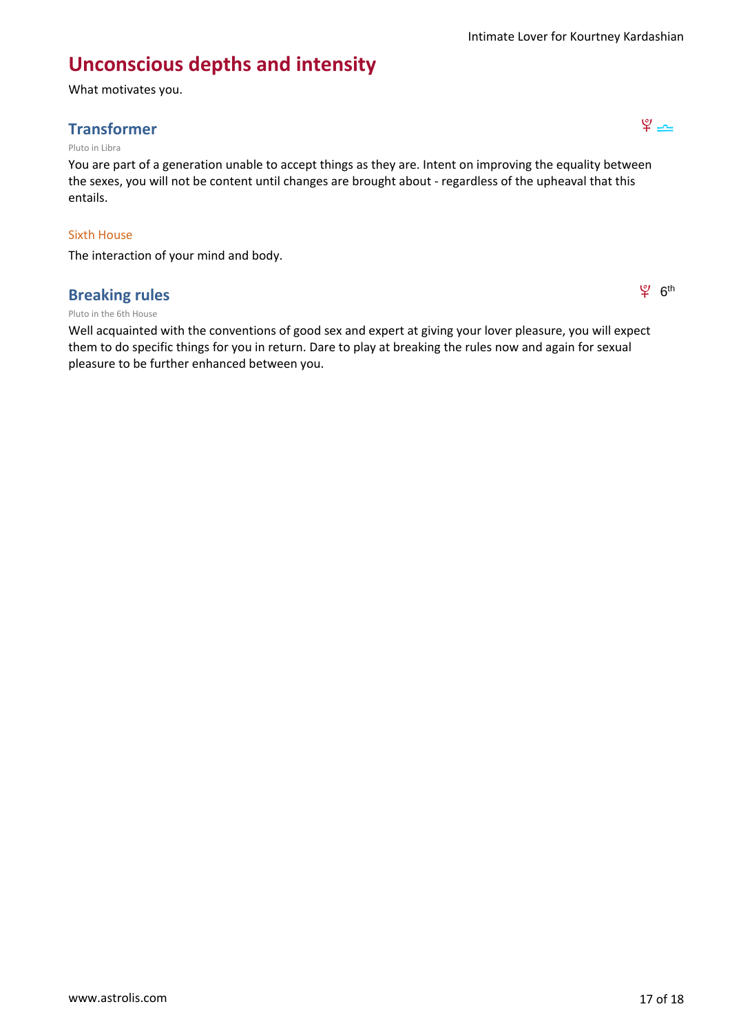# Unconscious depths and intensity

What motivates you.

## Transformer

♇ ♎

Pluto in Libra

You are part of a generation unable to accept things as they are. Intent on improving the equality between the sexes, you will not be content until changes are brought about - regardless of the upheaval that this entails.

### Sixth House

The interaction of your mind and body.

## Breaking rules

♇ 6th

Pluto in the 6th House

Well acquainted with the conventions of good sex and expert at giving your lover pleasure, you will expect them to do specific things for you in return. Dare to play at breaking the rules now and again for sexual pleasure to be further enhanced between you.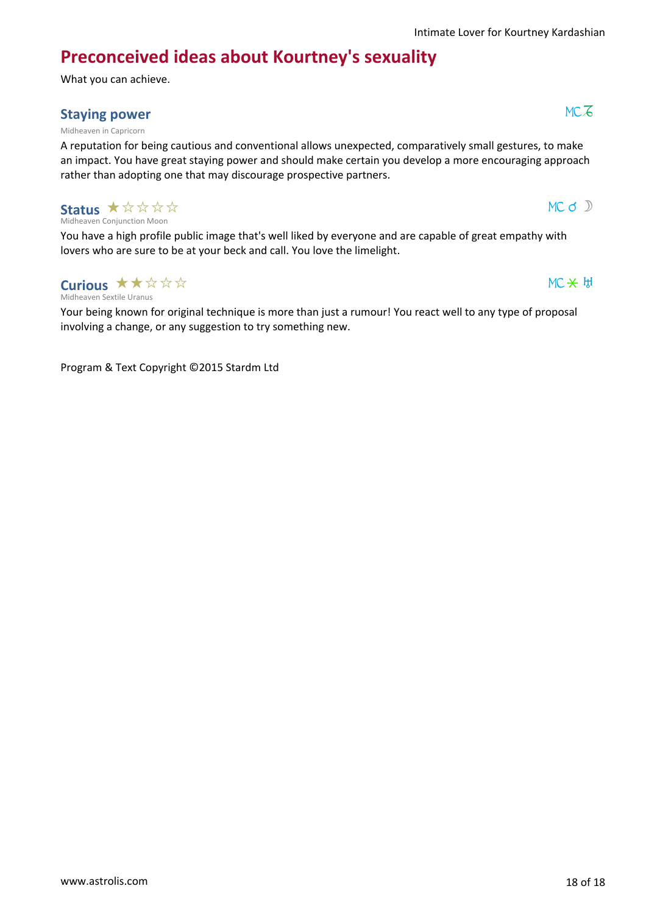## Preconceived ideas about Kourtney's sexuality

What you can achieve.

### Staying power

MC ♑

Midheaven in Capricorn

A reputation for being cautious and conventional allows unexpected, comparatively small gestures, to make an impact. You have great staying power and should make certain you develop a more encouraging approach rather than adopting one that may discourage prospective partners.

### Status ★☆☆☆☆

MC ☌ ☽

Midheaven Conjunction Moon

You have a high profile public image that's well liked by everyone and are capable of great empathy with lovers who are sure to be at your beck and call. You love the limelight.

### Curious ★★☆☆☆

MC ⚹ ♅

Midheaven Sextile Uranus

Your being known for original technique is more than just a rumour! You react well to any type of proposal involving a change, or any suggestion to try something new.

Program & Text Copyright ©2015 Stardm Ltd